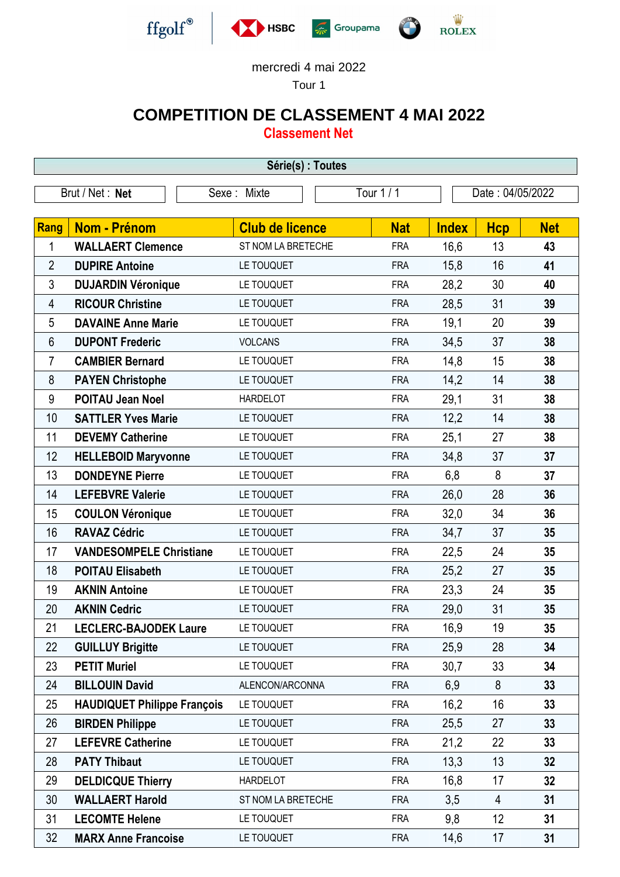mercredi 4 mai 2022

Tour 1

# COMPETITION DE CLASSEMENT 4 MAI 2022

## Classement Net

**Série(s) : Toutes**

| Brut / Net : **Net** | Sexe : Mixte | Tour 1 / 1 | Date : 04/05/2022 |
|---|---|---|---|

| Rang | Nom - Prénom | Club de licence | Nat | Index | Hcp | Net |
|---|---|---|---|---|---|---|
| 1 | **WALLAERT Clemence** | ST NOM LA BRETECHE | FRA | 16,6 | 13 | **43** |
| 2 | **DUPIRE Antoine** | LE TOUQUET | FRA | 15,8 | 16 | **41** |
| 3 | **DUJARDIN Véronique** | LE TOUQUET | FRA | 28,2 | 30 | **40** |
| 4 | **RICOUR Christine** | LE TOUQUET | FRA | 28,5 | 31 | **39** |
| 5 | **DAVAINE Anne Marie** | LE TOUQUET | FRA | 19,1 | 20 | **39** |
| 6 | **DUPONT Frederic** | VOLCANS | FRA | 34,5 | 37 | **38** |
| 7 | **CAMBIER Bernard** | LE TOUQUET | FRA | 14,8 | 15 | **38** |
| 8 | **PAYEN Christophe** | LE TOUQUET | FRA | 14,2 | 14 | **38** |
| 9 | **POITAU Jean Noel** | HARDELOT | FRA | 29,1 | 31 | **38** |
| 10 | **SATTLER Yves Marie** | LE TOUQUET | FRA | 12,2 | 14 | **38** |
| 11 | **DEVEMY Catherine** | LE TOUQUET | FRA | 25,1 | 27 | **38** |
| 12 | **HELLEBOID Maryvonne** | LE TOUQUET | FRA | 34,8 | 37 | **37** |
| 13 | **DONDEYNE Pierre** | LE TOUQUET | FRA | 6,8 | 8 | **37** |
| 14 | **LEFEBVRE Valerie** | LE TOUQUET | FRA | 26,0 | 28 | **36** |
| 15 | **COULON Véronique** | LE TOUQUET | FRA | 32,0 | 34 | **36** |
| 16 | **RAVAZ Cédric** | LE TOUQUET | FRA | 34,7 | 37 | **35** |
| 17 | **VANDESOMPELE Christiane** | LE TOUQUET | FRA | 22,5 | 24 | **35** |
| 18 | **POITAU Elisabeth** | LE TOUQUET | FRA | 25,2 | 27 | **35** |
| 19 | **AKNIN Antoine** | LE TOUQUET | FRA | 23,3 | 24 | **35** |
| 20 | **AKNIN Cedric** | LE TOUQUET | FRA | 29,0 | 31 | **35** |
| 21 | **LECLERC-BAJODEK Laure** | LE TOUQUET | FRA | 16,9 | 19 | **35** |
| 22 | **GUILLUY Brigitte** | LE TOUQUET | FRA | 25,9 | 28 | **34** |
| 23 | **PETIT Muriel** | LE TOUQUET | FRA | 30,7 | 33 | **34** |
| 24 | **BILLOUIN David** | ALENCON/ARCONNA | FRA | 6,9 | 8 | **33** |
| 25 | **HAUDIQUET Philippe François** | LE TOUQUET | FRA | 16,2 | 16 | **33** |
| 26 | **BIRDEN Philippe** | LE TOUQUET | FRA | 25,5 | 27 | **33** |
| 27 | **LEFEVRE Catherine** | LE TOUQUET | FRA | 21,2 | 22 | **33** |
| 28 | **PATY Thibaut** | LE TOUQUET | FRA | 13,3 | 13 | **32** |
| 29 | **DELDICQUE Thierry** | HARDELOT | FRA | 16,8 | 17 | **32** |
| 30 | **WALLAERT Harold** | ST NOM LA BRETECHE | FRA | 3,5 | 4 | **31** |
| 31 | **LECOMTE Helene** | LE TOUQUET | FRA | 9,8 | 12 | **31** |
| 32 | **MARX Anne Francoise** | LE TOUQUET | FRA | 14,6 | 17 | **31** |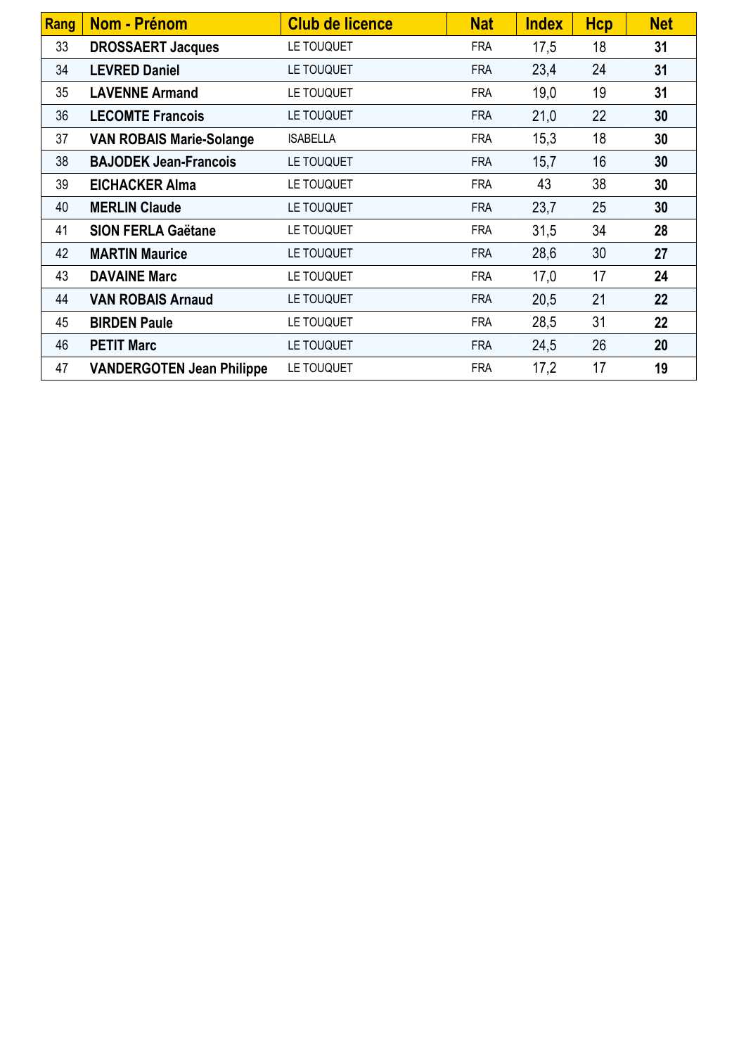| Rang | Nom - Prénom | Club de licence | Nat | Index | Hcp | Net |
|---|---|---|---|---|---|---|
| 33 | **DROSSAERT Jacques** | LE TOUQUET | FRA | 17,5 | 18 | **31** |
| 34 | **LEVRED Daniel** | LE TOUQUET | FRA | 23,4 | 24 | **31** |
| 35 | **LAVENNE Armand** | LE TOUQUET | FRA | 19,0 | 19 | **31** |
| 36 | **LECOMTE Francois** | LE TOUQUET | FRA | 21,0 | 22 | **30** |
| 37 | **VAN ROBAIS Marie-Solange** | ISABELLA | FRA | 15,3 | 18 | **30** |
| 38 | **BAJODEK Jean-Francois** | LE TOUQUET | FRA | 15,7 | 16 | **30** |
| 39 | **EICHACKER Alma** | LE TOUQUET | FRA | 43 | 38 | **30** |
| 40 | **MERLIN Claude** | LE TOUQUET | FRA | 23,7 | 25 | **30** |
| 41 | **SION FERLA Gaëtane** | LE TOUQUET | FRA | 31,5 | 34 | **28** |
| 42 | **MARTIN Maurice** | LE TOUQUET | FRA | 28,6 | 30 | **27** |
| 43 | **DAVAINE Marc** | LE TOUQUET | FRA | 17,0 | 17 | **24** |
| 44 | **VAN ROBAIS Arnaud** | LE TOUQUET | FRA | 20,5 | 21 | **22** |
| 45 | **BIRDEN Paule** | LE TOUQUET | FRA | 28,5 | 31 | **22** |
| 46 | **PETIT Marc** | LE TOUQUET | FRA | 24,5 | 26 | **20** |
| 47 | **VANDERGOTEN Jean Philippe** | LE TOUQUET | FRA | 17,2 | 17 | **19** |